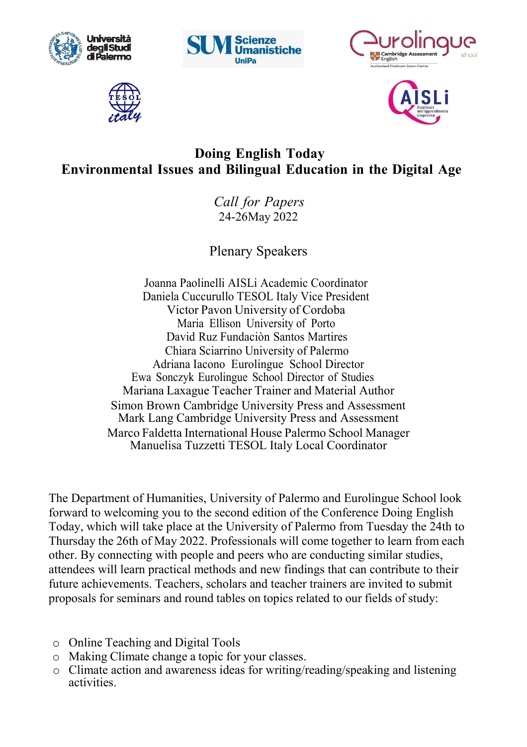# Doing English Today
## Environmental Issues and Bilingual Education in the Digital Age

*Call for Papers*
24-26May 2022

### Plenary Speakers

Joanna Paolinelli AISLi Academic Coordinator
Daniela Cuccurullo TESOL Italy Vice President
Victor Pavon University of Cordoba
Maria Ellison University of Porto
David Ruz Fundaciòn Santos Martires
Chiara Sciarrino University of Palermo
Adriana Iacono Eurolingue School Director
Ewa Sonczyk Eurolingue School Director of Studies
Mariana Laxague Teacher Trainer and Material Author
Simon Brown Cambridge University Press and Assessment
Mark Lang Cambridge University Press and Assessment
Marco Faldetta International House Palermo School Manager
Manuelisa Tuzzetti TESOL Italy Local Coordinator

The Department of Humanities, University of Palermo and Eurolingue School look forward to welcoming you to the second edition of the Conference Doing English Today, which will take place at the University of Palermo from Tuesday the 24th to Thursday the 26th of May 2022. Professionals will come together to learn from each other. By connecting with people and peers who are conducting similar studies, attendees will learn practical methods and new findings that can contribute to their future achievements. Teachers, scholars and teacher trainers are invited to submit proposals for seminars and round tables on topics related to our fields of study:

- Online Teaching and Digital Tools
- Making Climate change a topic for your classes.
- Climate action and awareness ideas for writing/reading/speaking and listening activities.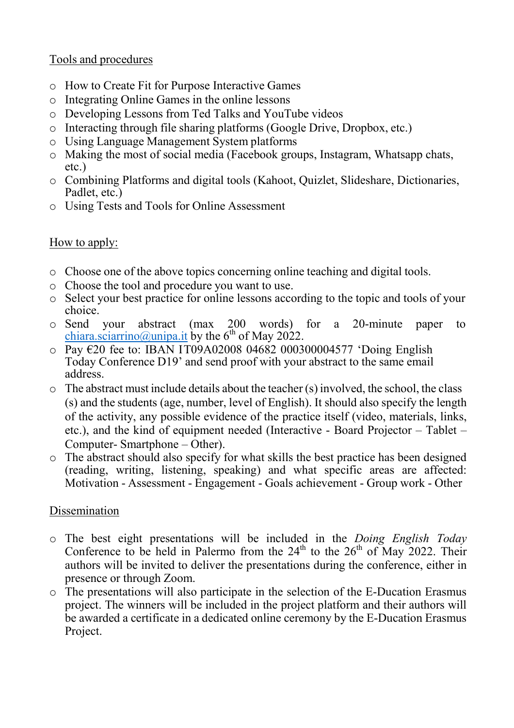Tools and procedures

- How to Create Fit for Purpose Interactive Games
- Integrating Online Games in the online lessons
- Developing Lessons from Ted Talks and YouTube videos
- Interacting through file sharing platforms (Google Drive, Dropbox, etc.)
- Using Language Management System platforms
- Making the most of social media (Facebook groups, Instagram, Whatsapp chats, etc.)
- Combining Platforms and digital tools (Kahoot, Quizlet, Slideshare, Dictionaries, Padlet, etc.)
- Using Tests and Tools for Online Assessment

How to apply:

- Choose one of the above topics concerning online teaching and digital tools.
- Choose the tool and procedure you want to use.
- Select your best practice for online lessons according to the topic and tools of your choice.
- Send your abstract (max 200 words) for a 20-minute paper to chiara.sciarrino@unipa.it by the 6th of May 2022.
- Pay €20 fee to: IBAN IT09A02008 04682 000300004577 'Doing English Today Conference D19' and send proof with your abstract to the same email address.
- The abstract must include details about the teacher (s) involved, the school, the class (s) and the students (age, number, level of English). It should also specify the length of the activity, any possible evidence of the practice itself (video, materials, links, etc.), and the kind of equipment needed (Interactive - Board Projector – Tablet – Computer- Smartphone – Other).
- The abstract should also specify for what skills the best practice has been designed (reading, writing, listening, speaking) and what specific areas are affected: Motivation - Assessment - Engagement - Goals achievement - Group work - Other

Dissemination

- The best eight presentations will be included in the *Doing English Today* Conference to be held in Palermo from the 24th to the 26th of May 2022. Their authors will be invited to deliver the presentations during the conference, either in presence or through Zoom.
- The presentations will also participate in the selection of the E-Ducation Erasmus project. The winners will be included in the project platform and their authors will be awarded a certificate in a dedicated online ceremony by the E-Ducation Erasmus Project.